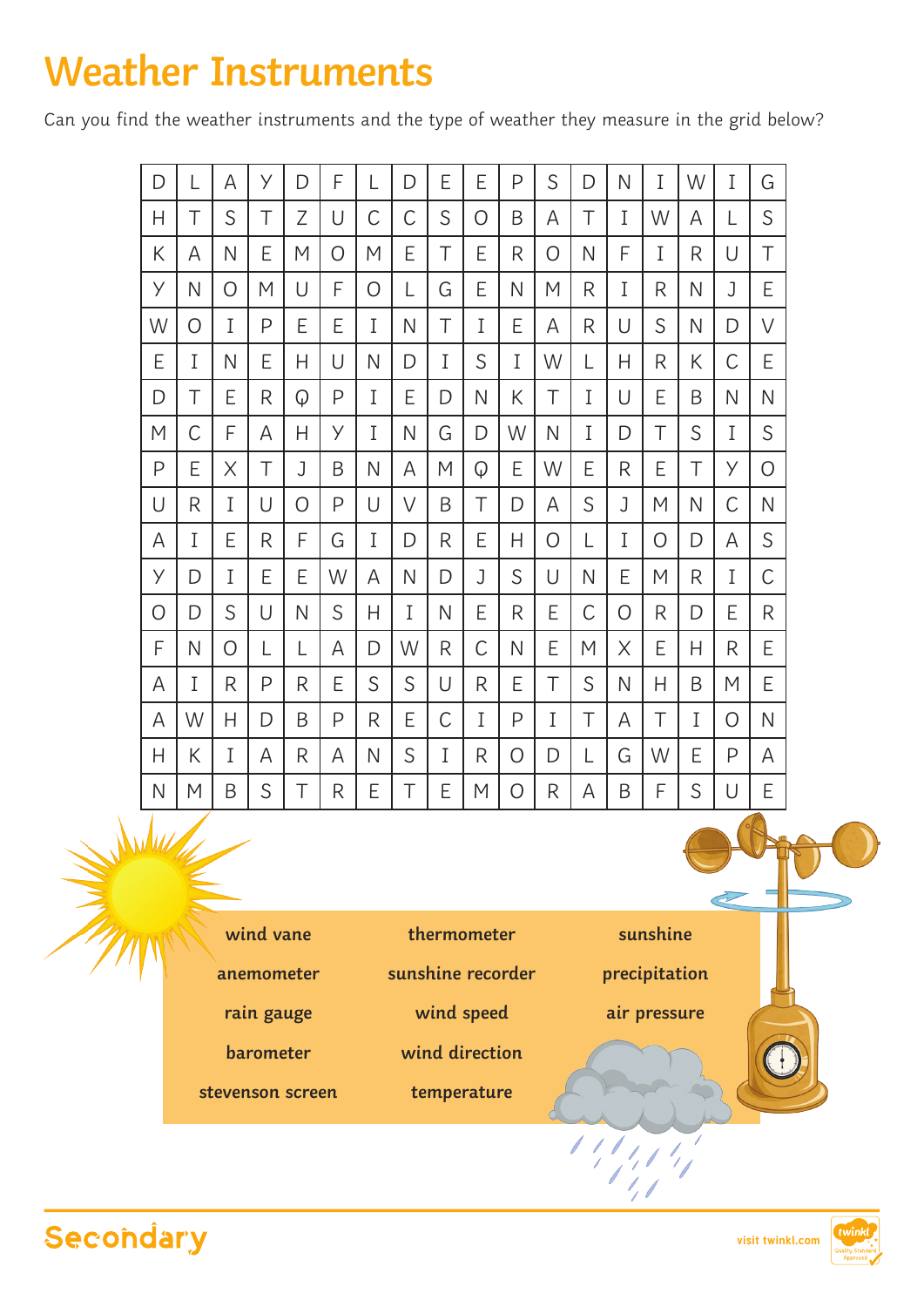# Weather Instruments

Can you find the weather instruments and the type of weather they measure in the grid below?

| | | | | | | | | | | | | | | | | | |
|---|---|---|---|---|---|---|---|---|---|---|---|---|---|---|---|---|---|
| D | L | A | Y | D | F | L | D | E | E | P | S | D | N | I | W | I | G |
| H | T | S | T | Z | U | C | C | S | O | B | A | T | I | W | A | L | S |
| K | A | N | E | M | O | M | E | T | E | R | O | N | F | I | R | U | T |
| Y | N | O | M | U | F | O | L | G | E | N | M | R | I | R | N | J | E |
| W | O | I | P | E | E | I | N | T | I | E | A | R | U | S | N | D | V |
| E | I | N | E | H | U | N | D | I | S | I | W | L | H | R | K | C | E |
| D | T | E | R | Q | P | I | E | D | N | K | T | I | U | E | B | N | N |
| M | C | F | A | H | Y | I | N | G | D | W | N | I | D | T | S | I | S |
| P | E | X | T | J | B | N | A | M | Q | E | W | E | R | E | T | Y | O |
| U | R | I | U | O | P | U | V | B | T | D | A | S | J | M | N | C | N |
| A | I | E | R | F | G | I | D | R | E | H | O | L | I | O | D | A | S |
| Y | D | I | E | E | W | A | N | D | J | S | U | N | E | M | R | I | C |
| O | D | S | U | N | S | H | I | N | E | R | E | C | O | R | D | E | R |
| F | N | O | L | L | A | D | W | R | C | N | E | M | X | E | H | R | E |
| A | I | R | P | R | E | S | S | U | R | E | T | S | N | H | B | M | E |
| A | W | H | D | B | P | R | E | C | I | P | I | T | A | T | I | O | N |
| H | K | I | A | R | A | N | S | I | R | O | D | L | G | W | E | P | A |
| N | M | B | S | T | R | E | T | E | M | O | R | A | B | F | S | U | E |

**wind vane**
**anemometer**
**rain gauge**
**barometer**
**stevenson screen**
**thermometer**
**sunshine recorder**
**wind speed**
**wind direction**
**temperature**
**sunshine**
**precipitation**
**air pressure**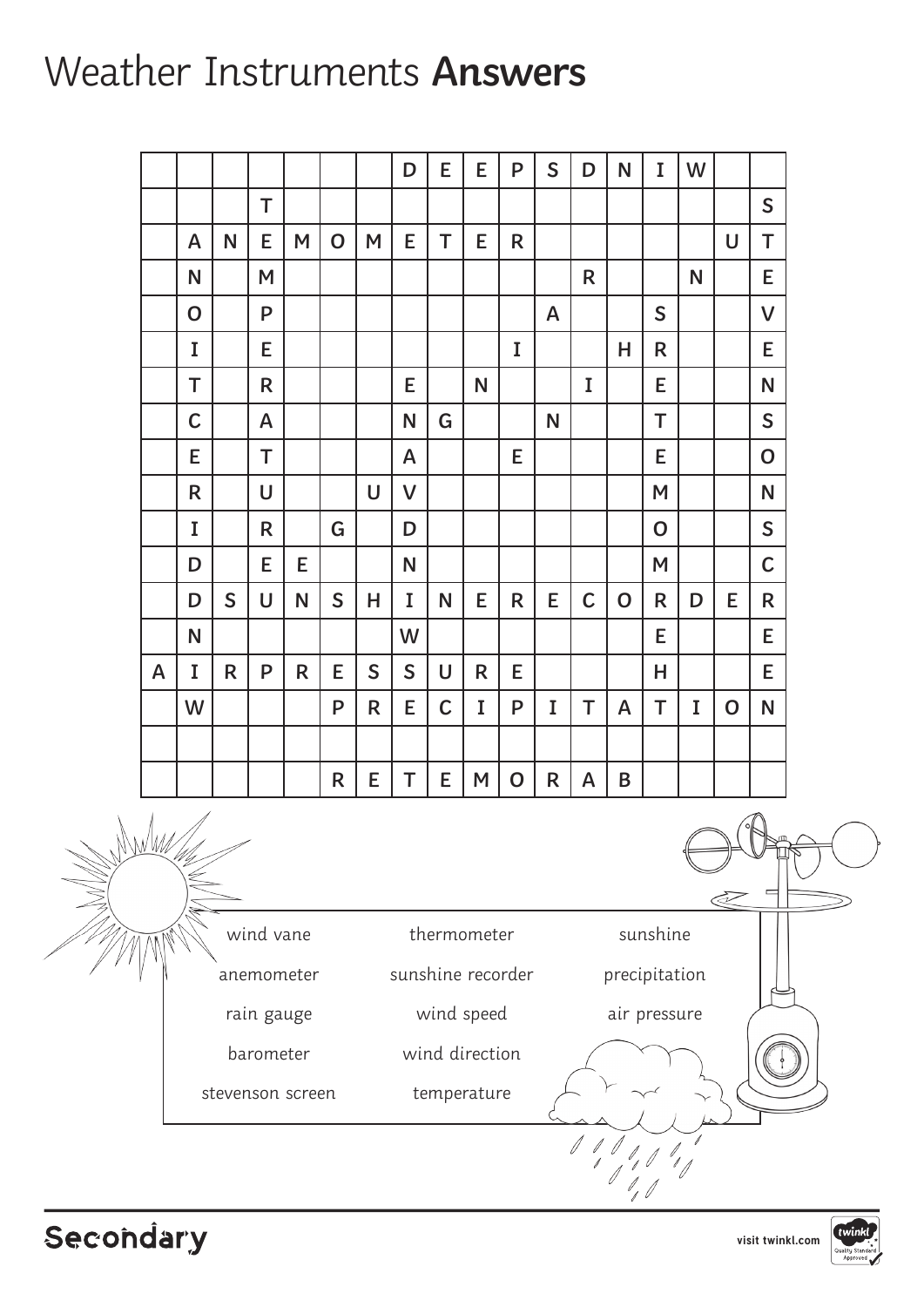# Weather Instruments **Answers**

| | | | | | | | | | | | | | | | | | |
|---|---|---|---|---|---|---|---|---|---|---|---|---|---|---|---|---|---|
| | | | | | | | D | E | E | P | S | D | N | I | W | | |
| | | | T | | | | | | | | | | | | | | S |
| | A | N | E | M | O | M | E | T | E | R | | | | | | U | T |
| | N | | M | | | | | | | | | R | | | N | | E |
| | O | | P | | | | | | | | A | | | S | | | V |
| | I | | E | | | | | | | I | | | H | R | | | E |
| | T | | R | | | | E | | N | | | I | | E | | | N |
| | C | | A | | | | N | G | | | N | | | T | | | S |
| | E | | T | | | | A | | | E | | | | E | | | O |
| | R | | U | | | U | V | | | | | | | M | | | N |
| | I | | R | | G | | D | | | | | | | O | | | S |
| | D | | E | E | | | N | | | | | | | M | | | C |
| | D | S | U | N | S | H | I | N | E | R | E | C | O | R | D | E | R |
| | N | | | | | | W | | | | | | | E | | | E |
| A | I | R | P | R | E | S | S | U | R | E | | | | H | | | E |
| | W | | | | P | R | E | C | I | P | I | T | A | T | I | O | N |
| | | | | | | | | | | | | | | | | | |
| | | | | | R | E | T | E | M | O | R | A | B | | | | |

wind vane
thermometer
sunshine
anemometer
sunshine recorder
precipitation
rain gauge
wind speed
air pressure
barometer
wind direction
stevenson screen
temperature